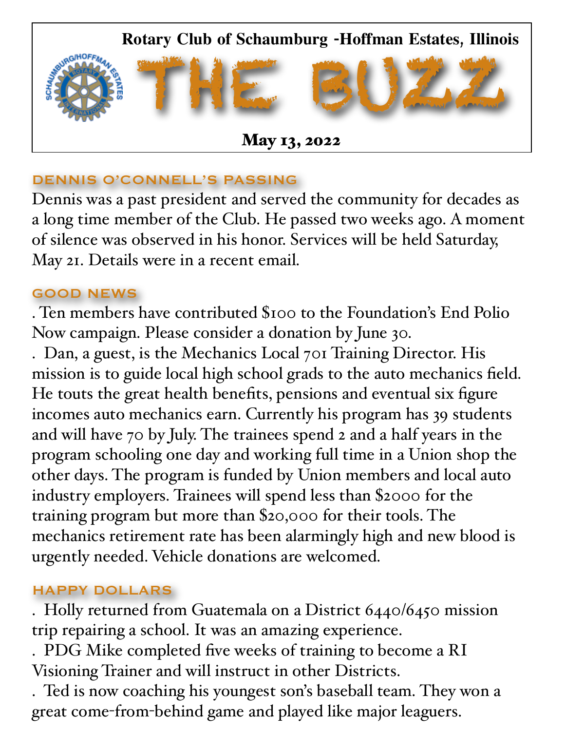Rotary Club of Schaumburg -Hoffman Estates, Illinois

# THE BUZZ

**May 13, 2022**

## DENNIS O'CONNELL'S PASSING

Dennis was a past president and served the community for decades as a long time member of the Club. He passed two weeks ago. A moment of silence was observed in his honor. Services will be held Saturday, May 21. Details were in a recent email.

## GOOD NEWS

. Ten members have contributed $100 to the Foundation's End Polio Now campaign. Please consider a donation by June 30.

. Dan, a guest, is the Mechanics Local 701 Training Director. His mission is to guide local high school grads to the auto mechanics field. He touts the great health benefits, pensions and eventual six figure incomes auto mechanics earn. Currently his program has 39 students and will have 70 by July. The trainees spend 2 and a half years in the program schooling one day and working full time in a Union shop the other days. The program is funded by Union members and local auto industry employers. Trainees will spend less than $2000 for the training program but more than $20,000 for their tools. The mechanics retirement rate has been alarmingly high and new blood is urgently needed. Vehicle donations are welcomed.

## HAPPY DOLLARS

. Holly returned from Guatemala on a District 6440/6450 mission trip repairing a school. It was an amazing experience.

. PDG Mike completed five weeks of training to become a RI Visioning Trainer and will instruct in other Districts.

. Ted is now coaching his youngest son's baseball team. They won a great come-from-behind game and played like major leaguers.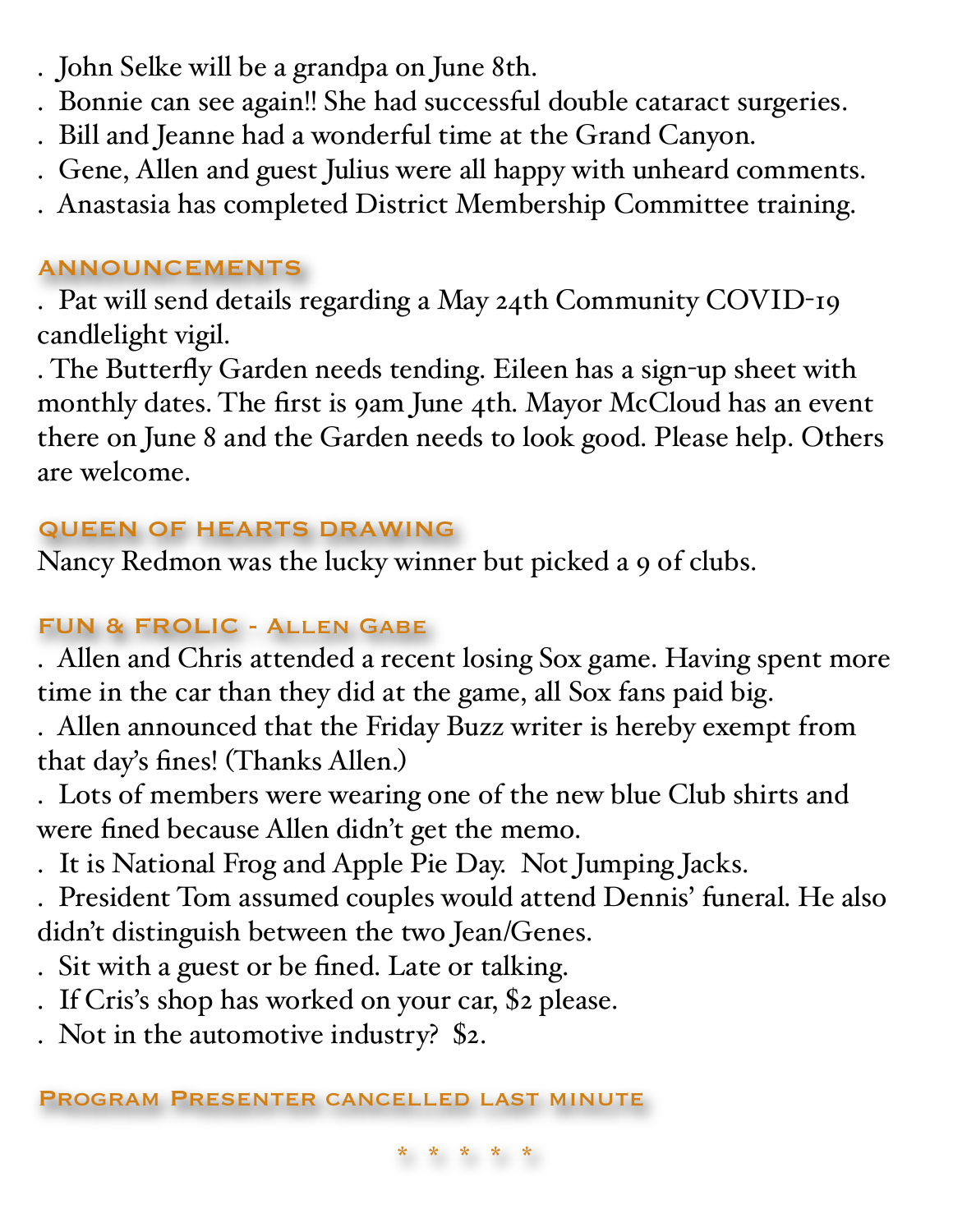.  John Selke will be a grandpa on June 8th.
.  Bonnie can see again!! She had successful double cataract surgeries.
.  Bill and Jeanne had a wonderful time at the Grand Canyon.
.  Gene, Allen and guest Julius were all happy with unheard comments.
.  Anastasia has completed District Membership Committee training.

## ANNOUNCEMENTS

.  Pat will send details regarding a May 24th Community COVID-19 candlelight vigil.
. The Butterfly Garden needs tending. Eileen has a sign-up sheet with monthly dates. The first is 9am June 4th. Mayor McCloud has an event there on June 8 and the Garden needs to look good. Please help. Others are welcome.

## QUEEN OF HEARTS DRAWING

Nancy Redmon was the lucky winner but picked a 9 of clubs.

## FUN & FROLIC - Allen Gabe

.  Allen and Chris attended a recent losing Sox game. Having spent more time in the car than they did at the game, all Sox fans paid big.
.  Allen announced that the Friday Buzz writer is hereby exempt from that day's fines! (Thanks Allen.)
.  Lots of members were wearing one of the new blue Club shirts and were fined because Allen didn't get the memo.
.  It is National Frog and Apple Pie Day.  Not Jumping Jacks.
.  President Tom assumed couples would attend Dennis' funeral. He also didn't distinguish between the two Jean/Genes.
.  Sit with a guest or be fined. Late or talking.
.  If Cris's shop has worked on your car, $2 please.
.  Not in the automotive industry?  $2.

## Program Presenter cancelled last minute

* * * * *